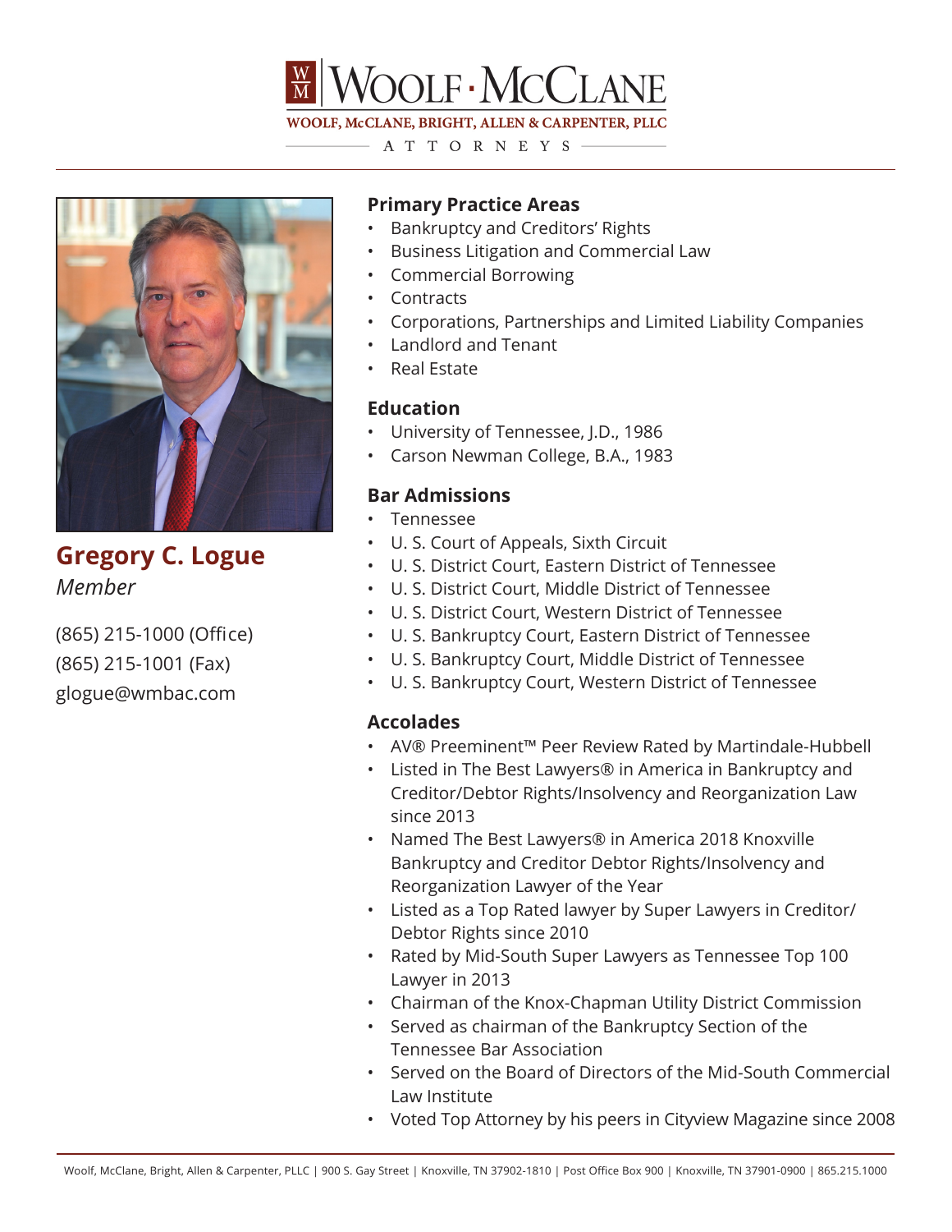# WOOLF · McCLANE

WOOLF, McCLANE, BRIGHT, ALLEN & CARPENTER, PLLC

ATTORNEYS

## Gregory C. Logue

*Member*

(865) 215-1000 (Office)
(865) 215-1001 (Fax)
glogue@wmbac.com

### Primary Practice Areas

- Bankruptcy and Creditors' Rights
- Business Litigation and Commercial Law
- Commercial Borrowing
- Contracts
- Corporations, Partnerships and Limited Liability Companies
- Landlord and Tenant
- Real Estate

### Education

- University of Tennessee, J.D., 1986
- Carson Newman College, B.A., 1983

### Bar Admissions

- Tennessee
- U. S. Court of Appeals, Sixth Circuit
- U. S. District Court, Eastern District of Tennessee
- U. S. District Court, Middle District of Tennessee
- U. S. District Court, Western District of Tennessee
- U. S. Bankruptcy Court, Eastern District of Tennessee
- U. S. Bankruptcy Court, Middle District of Tennessee
- U. S. Bankruptcy Court, Western District of Tennessee

### Accolades

- AV® Preeminent™ Peer Review Rated by Martindale-Hubbell
- Listed in The Best Lawyers® in America in Bankruptcy and Creditor/Debtor Rights/Insolvency and Reorganization Law since 2013
- Named The Best Lawyers® in America 2018 Knoxville Bankruptcy and Creditor Debtor Rights/Insolvency and Reorganization Lawyer of the Year
- Listed as a Top Rated lawyer by Super Lawyers in Creditor/Debtor Rights since 2010
- Rated by Mid-South Super Lawyers as Tennessee Top 100 Lawyer in 2013
- Chairman of the Knox-Chapman Utility District Commission
- Served as chairman of the Bankruptcy Section of the Tennessee Bar Association
- Served on the Board of Directors of the Mid-South Commercial Law Institute
- Voted Top Attorney by his peers in Cityview Magazine since 2008

Woolf, McClane, Bright, Allen & Carpenter, PLLC | 900 S. Gay Street | Knoxville, TN 37902-1810 | Post Office Box 900 | Knoxville, TN 37901-0900 | 865.215.1000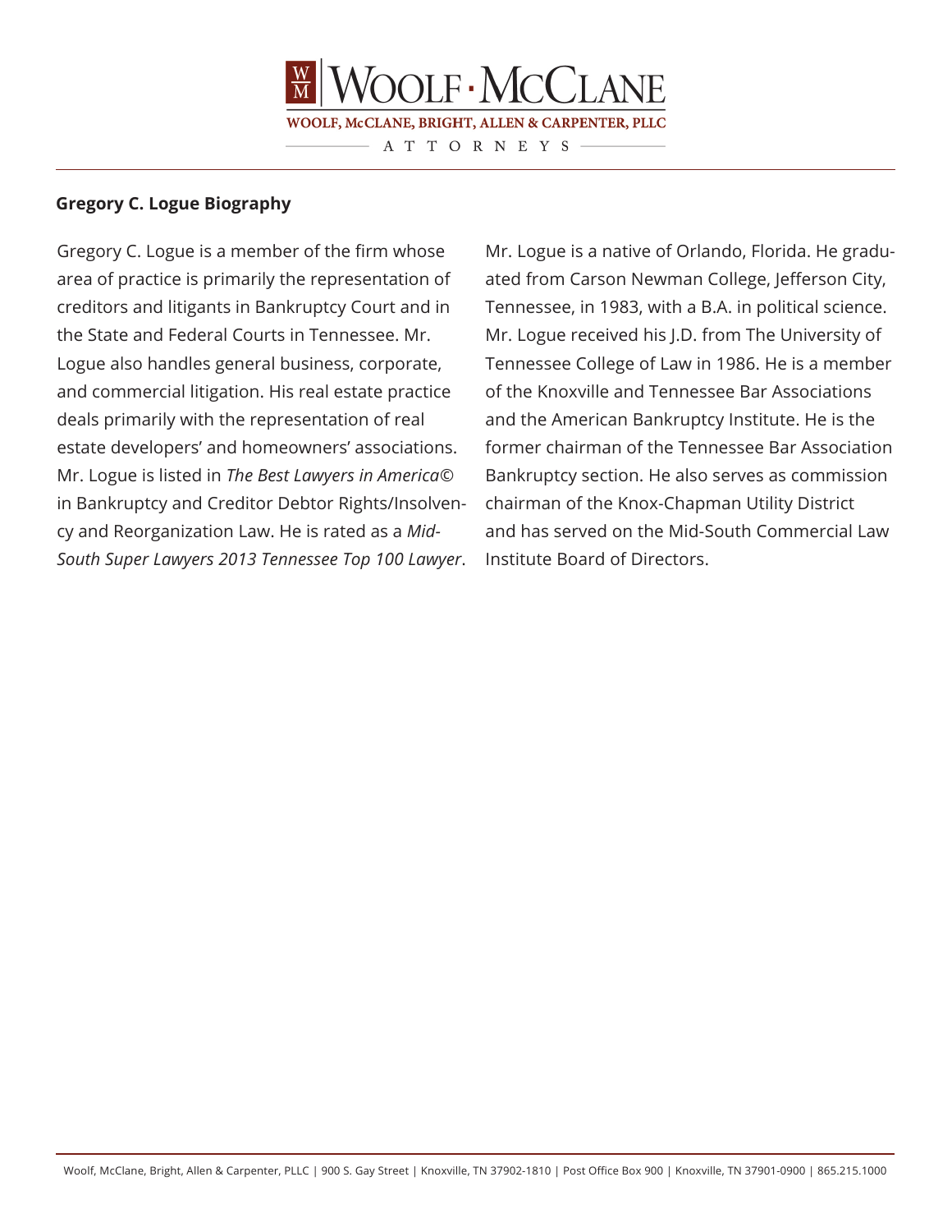# WOOLF · McCLANE

WOOLF, McCLANE, BRIGHT, ALLEN & CARPENTER, PLLC

ATTORNEYS

## Gregory C. Logue Biography

Gregory C. Logue is a member of the firm whose area of practice is primarily the representation of creditors and litigants in Bankruptcy Court and in the State and Federal Courts in Tennessee. Mr. Logue also handles general business, corporate, and commercial litigation. His real estate practice deals primarily with the representation of real estate developers' and homeowners' associations. Mr. Logue is listed in *The Best Lawyers in America©* in Bankruptcy and Creditor Debtor Rights/Insolvency and Reorganization Law. He is rated as a *Mid-South Super Lawyers 2013 Tennessee Top 100 Lawyer*.

Mr. Logue is a native of Orlando, Florida. He graduated from Carson Newman College, Jefferson City, Tennessee, in 1983, with a B.A. in political science. Mr. Logue received his J.D. from The University of Tennessee College of Law in 1986. He is a member of the Knoxville and Tennessee Bar Associations and the American Bankruptcy Institute. He is the former chairman of the Tennessee Bar Association Bankruptcy section. He also serves as commission chairman of the Knox-Chapman Utility District and has served on the Mid-South Commercial Law Institute Board of Directors.

Woolf, McClane, Bright, Allen & Carpenter, PLLC | 900 S. Gay Street | Knoxville, TN 37902-1810 | Post Office Box 900 | Knoxville, TN 37901-0900 | 865.215.1000